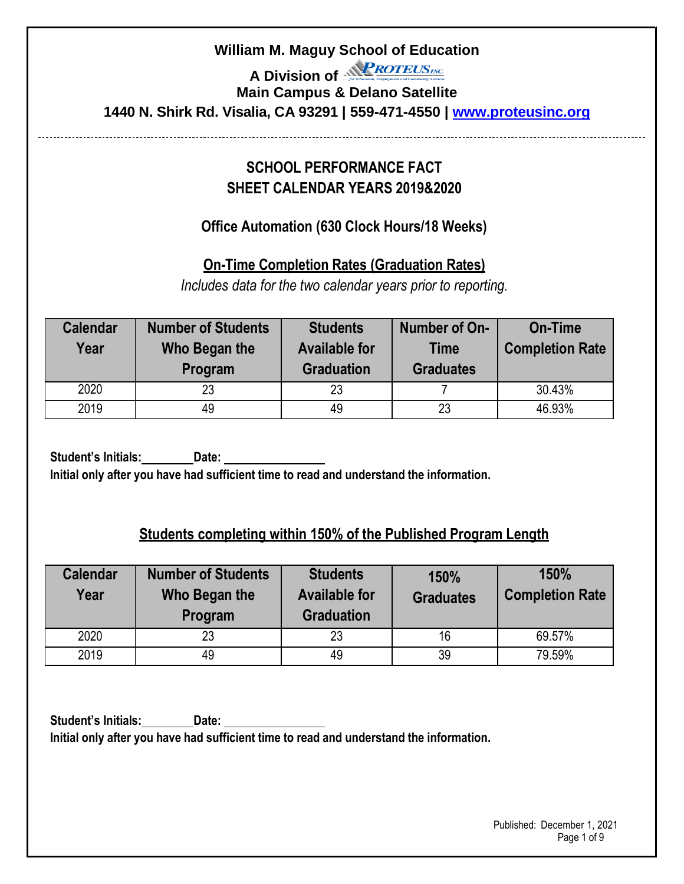**William M. Maguy School of Education**

**A Division of PROTEUS INC.**

**Main Campus & Delano Satellite**

**1440 N. Shirk Rd. Visalia, CA 93291 | 559-471-4550 | [www.proteusinc.org](http://www.proteusinc.org)**

---

## SCHOOL PERFORMANCE FACT SHEET CALENDAR YEARS 2019&2020

### Office Automation (630 Clock Hours/18 Weeks)

### On-Time Completion Rates (Graduation Rates)

*Includes data for the two calendar years prior to reporting.*

| Calendar Year | Number of Students Who Began the Program | Students Available for Graduation | Number of On-Time Graduates | On-Time Completion Rate |
|---|---|---|---|---|
| 2020 | 23 | 23 | 7 | 30.43% |
| 2019 | 49 | 49 | 23 | 46.93% |

**Student's Initials:________ Date: ________________**
**Initial only after you have had sufficient time to read and understand the information.**

### Students completing within 150% of the Published Program Length

| Calendar Year | Number of Students Who Began the Program | Students Available for Graduation | 150% Graduates | 150% Completion Rate |
|---|---|---|---|---|
| 2020 | 23 | 23 | 16 | 69.57% |
| 2019 | 49 | 49 | 39 | 79.59% |

**Student's Initials:________ Date: ________________**
**Initial only after you have had sufficient time to read and understand the information.**

Published: December 1, 2021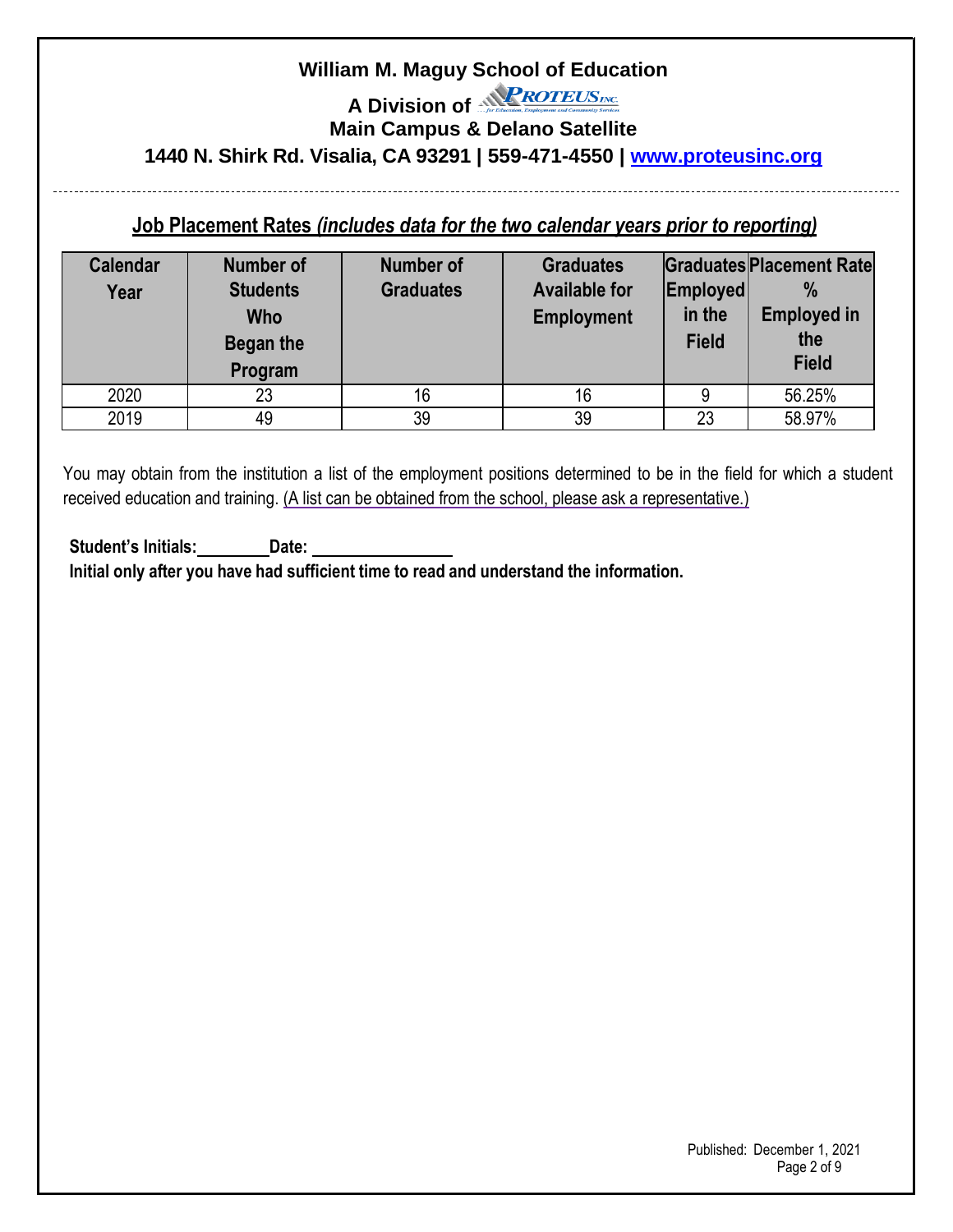**William M. Maguy School of Education**

**A Division of PROTEUS INC.**

**Main Campus & Delano Satellite**

**1440 N. Shirk Rd. Visalia, CA 93291 | 559-471-4550 | [www.proteusinc.org](http://www.proteusinc.org)**

---

## Job Placement Rates *(includes data for the two calendar years prior to reporting)*

| Calendar Year | Number of Students Who Began the Program | Number of Graduates | Graduates Available for Employment | Graduates Employed in the Field | Placement Rate % Employed in the Field |
|---|---|---|---|---|---|
| 2020 | 23 | 16 | 16 | 9 | 56.25% |
| 2019 | 49 | 39 | 39 | 23 | 58.97% |

You may obtain from the institution a list of the employment positions determined to be in the field for which a student received education and training. (A list can be obtained from the school, please ask a representative.)

**Student's Initials:\_\_\_\_\_\_\_\_ Date: \_\_\_\_\_\_\_\_\_\_\_\_\_\_\_\_**

**Initial only after you have had sufficient time to read and understand the information.**

Published: December 1, 2021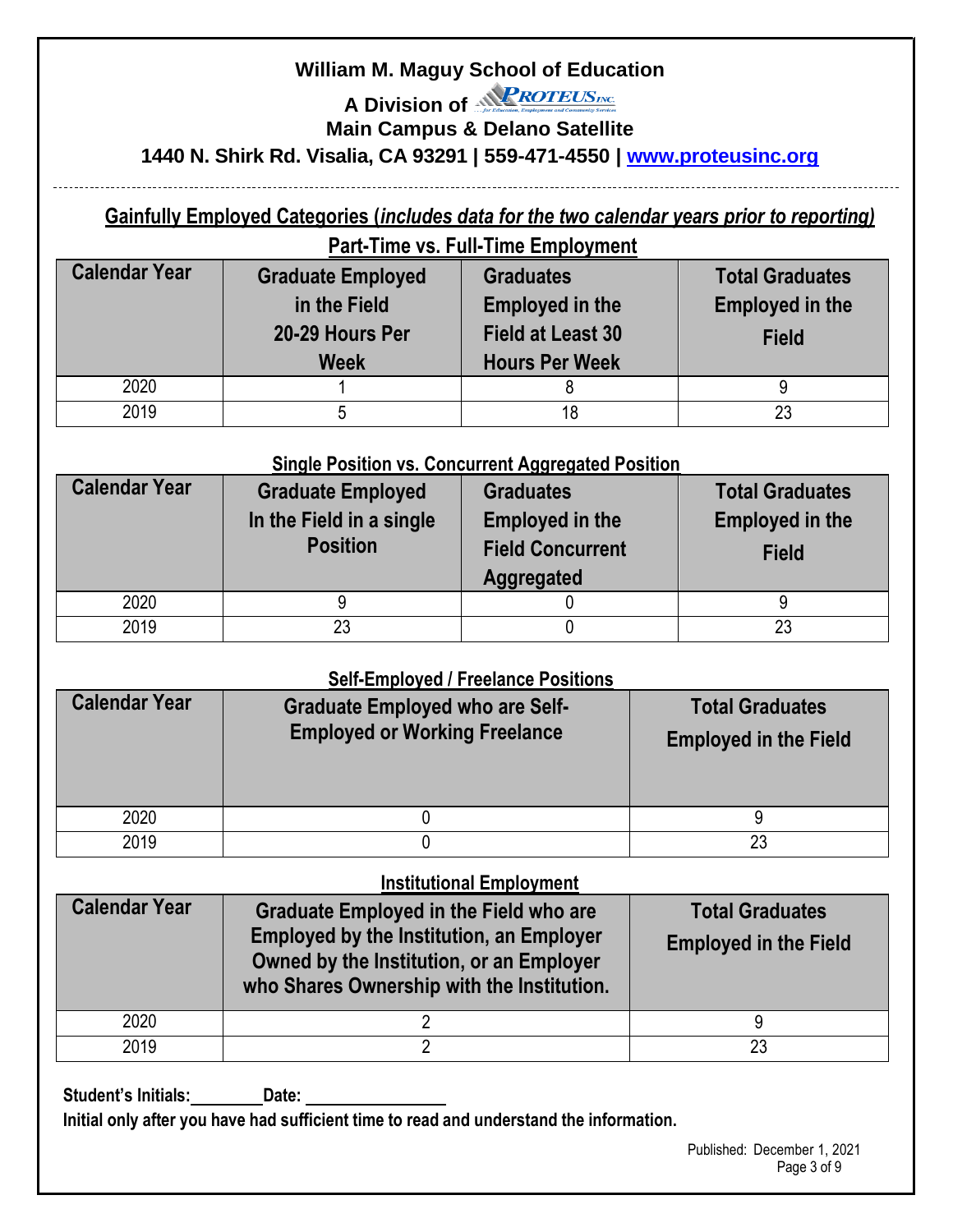**William M. Maguy School of Education**

**A Division of PROTEUS INC.**

**Main Campus & Delano Satellite**

**1440 N. Shirk Rd. Visalia, CA 93291 | 559-471-4550 | [www.proteusinc.org](http://www.proteusinc.org)**

---

## Gainfully Employed Categories (*includes data for the two calendar years prior to reporting)*

### Part-Time vs. Full-Time Employment

| Calendar Year | Graduate Employed in the Field 20-29 Hours Per Week | Graduates Employed in the Field at Least 30 Hours Per Week | Total Graduates Employed in the Field |
|---|---|---|---|
| 2020 | 1 | 8 | 9 |
| 2019 | 5 | 18 | 23 |

### Single Position vs. Concurrent Aggregated Position

| Calendar Year | Graduate Employed In the Field in a single Position | Graduates Employed in the Field Concurrent Aggregated | Total Graduates Employed in the Field |
|---|---|---|---|
| 2020 | 9 | 0 | 9 |
| 2019 | 23 | 0 | 23 |

### Self-Employed / Freelance Positions

| Calendar Year | Graduate Employed who are Self-Employed or Working Freelance | Total Graduates Employed in the Field |
|---|---|---|
| 2020 | 0 | 9 |
| 2019 | 0 | 23 |

### Institutional Employment

| Calendar Year | Graduate Employed in the Field who are Employed by the Institution, an Employer Owned by the Institution, or an Employer who Shares Ownership with the Institution. | Total Graduates Employed in the Field |
|---|---|---|
| 2020 | 2 | 9 |
| 2019 | 2 | 23 |

**Student's Initials:________Date: ________________**

**Initial only after you have had sufficient time to read and understand the information.**

Published: December 1, 2021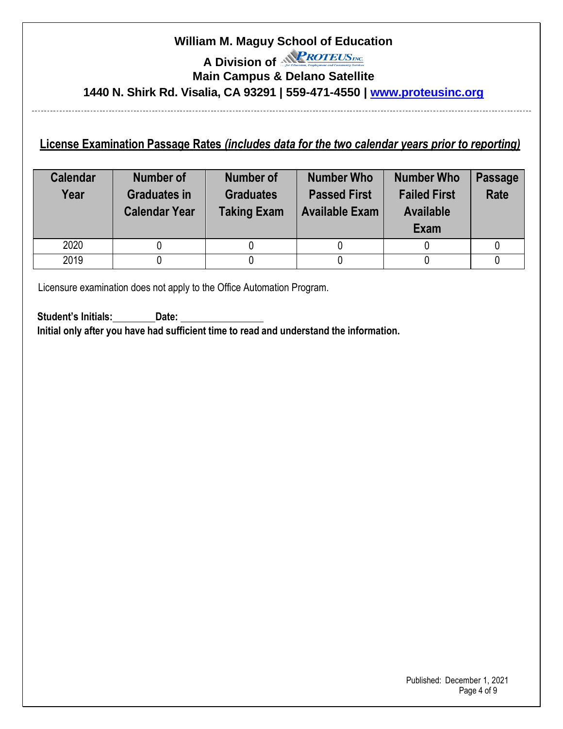**William M. Maguy School of Education**

**A Division of PROTEUS INC.**

**Main Campus & Delano Satellite**

**1440 N. Shirk Rd. Visalia, CA 93291 | 559-471-4550 | www.proteusinc.org**

## License Examination Passage Rates *(includes data for the two calendar years prior to reporting)*

| Calendar Year | Number of Graduates in Calendar Year | Number of Graduates Taking Exam | Number Who Passed First Available Exam | Number Who Failed First Available Exam | Passage Rate |
|---|---|---|---|---|---|
| 2020 | 0 | 0 | 0 | 0 | 0 |
| 2019 | 0 | 0 | 0 | 0 | 0 |

Licensure examination does not apply to the Office Automation Program.

**Student's Initials:**\_\_\_\_\_\_\_\_ **Date:** \_\_\_\_\_\_\_\_\_\_\_\_\_\_\_\_

**Initial only after you have had sufficient time to read and understand the information.**

Published: December 1, 2021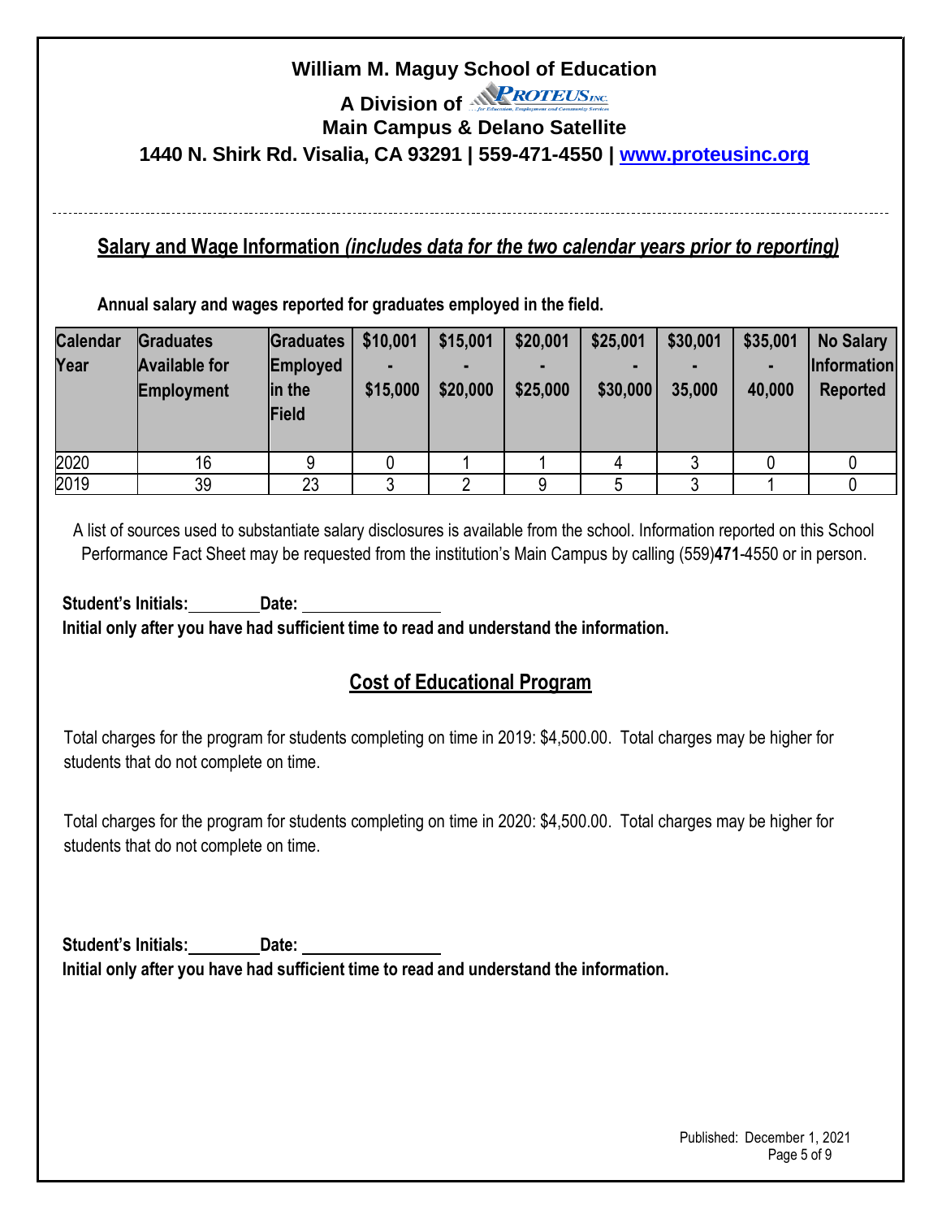**William M. Maguy School of Education**

**A Division of PROTEUS INC.**

**Main Campus & Delano Satellite**

**1440 N. Shirk Rd. Visalia, CA 93291 | 559-471-4550 | www.proteusinc.org**

## Salary and Wage Information *(includes data for the two calendar years prior to reporting)*

**Annual salary and wages reported for graduates employed in the field.**

| Calendar Year | Graduates Available for Employment | Graduates Employed in the Field | $10,001 - $15,000 | $15,001 - $20,000 | $20,001 - $25,000 | $25,001 - $30,000 | $30,001 - 35,000 | $35,001 - 40,000 | No Salary Information Reported |
|---|---|---|---|---|---|---|---|---|---|
| 2020 | 16 | 9 | 0 | 1 | 1 | 4 | 3 | 0 | 0 |
| 2019 | 39 | 23 | 3 | 2 | 9 | 5 | 3 | 1 | 0 |

A list of sources used to substantiate salary disclosures is available from the school. Information reported on this School Performance Fact Sheet may be requested from the institution's Main Campus by calling (559)**471**-4550 or in person.

**Student's Initials:\_\_\_\_\_\_\_\_ Date: \_\_\_\_\_\_\_\_\_\_\_\_\_\_\_\_**

**Initial only after you have had sufficient time to read and understand the information.**

## Cost of Educational Program

Total charges for the program for students completing on time in 2019: $4,500.00. Total charges may be higher for students that do not complete on time.

Total charges for the program for students completing on time in 2020: $4,500.00. Total charges may be higher for students that do not complete on time.

**Student's Initials:\_\_\_\_\_\_\_\_ Date: \_\_\_\_\_\_\_\_\_\_\_\_\_\_\_\_**

**Initial only after you have had sufficient time to read and understand the information.**

Published: December 1, 2021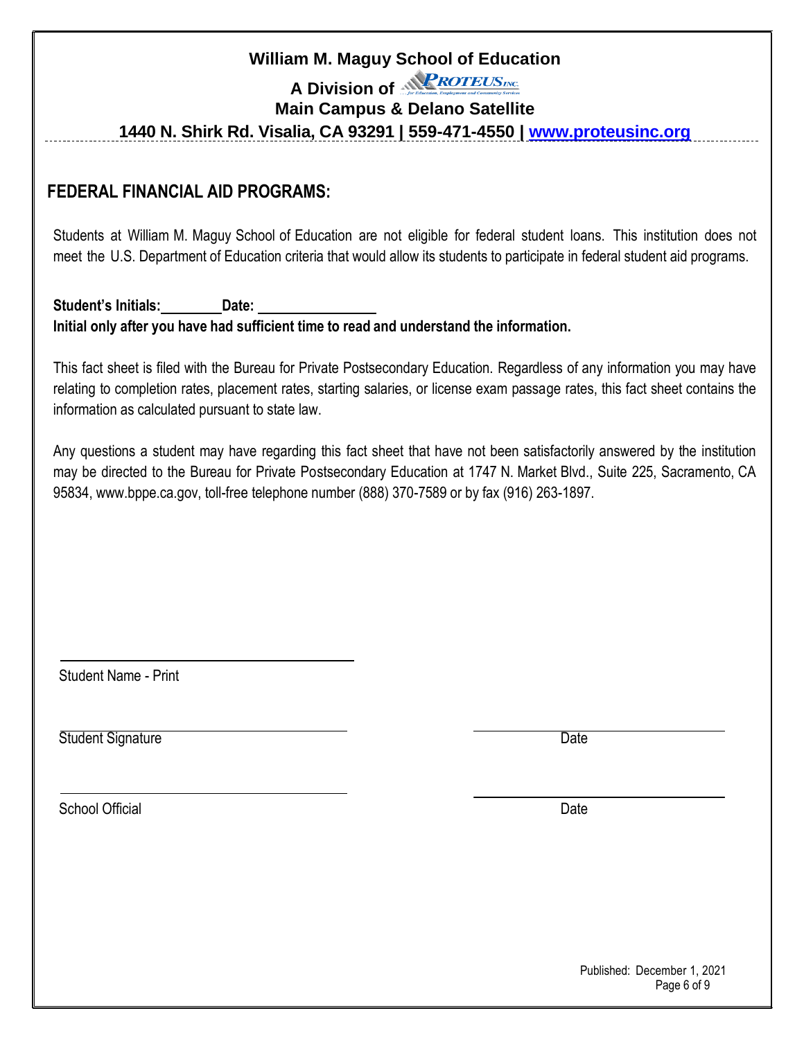**William M. Maguy School of Education**

**A Division of PROTEUS INC.**

**Main Campus & Delano Satellite**

**1440 N. Shirk Rd. Visalia, CA 93291 | 559-471-4550 | www.proteusinc.org**

## FEDERAL FINANCIAL AID PROGRAMS:

Students at William M. Maguy School of Education are not eligible for federal student loans. This institution does not meet the U.S. Department of Education criteria that would allow its students to participate in federal student aid programs.

**Student's Initials:\_\_\_\_\_\_\_\_ Date: \_\_\_\_\_\_\_\_\_\_\_\_\_\_\_\_**

**Initial only after you have had sufficient time to read and understand the information.**

This fact sheet is filed with the Bureau for Private Postsecondary Education. Regardless of any information you may have relating to completion rates, placement rates, starting salaries, or license exam passage rates, this fact sheet contains the information as calculated pursuant to state law.

Any questions a student may have regarding this fact sheet that have not been satisfactorily answered by the institution may be directed to the Bureau for Private Postsecondary Education at 1747 N. Market Blvd., Suite 225, Sacramento, CA 95834, www.bppe.ca.gov, toll-free telephone number (888) 370-7589 or by fax (916) 263-1897.

\_\_\_\_\_\_\_\_\_\_\_\_\_\_\_\_\_\_\_\_\_\_\_\_\_\_\_\_\_\_\_\_\_\_\_\_

Student Name - Print

\_\_\_\_\_\_\_\_\_\_\_\_\_\_\_\_\_\_\_\_\_\_\_\_\_\_\_\_\_\_\_\_\_\_\_\_ \_\_\_\_\_\_\_\_\_\_\_\_\_\_\_\_\_\_\_\_\_\_\_\_\_\_\_\_\_\_

Student Signature Date

\_\_\_\_\_\_\_\_\_\_\_\_\_\_\_\_\_\_\_\_\_\_\_\_\_\_\_\_\_\_\_\_\_\_\_\_ \_\_\_\_\_\_\_\_\_\_\_\_\_\_\_\_\_\_\_\_\_\_\_\_\_\_\_\_\_\_

School Official Date

Published: December 1, 2021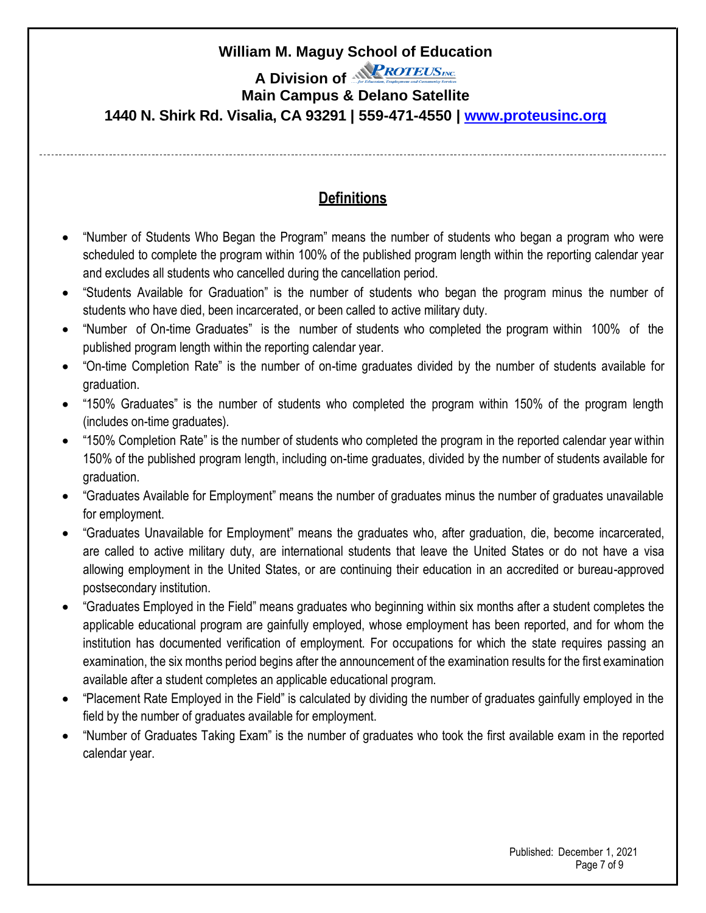## Definitions

- "Number of Students Who Began the Program" means the number of students who began a program who were scheduled to complete the program within 100% of the published program length within the reporting calendar year and excludes all students who cancelled during the cancellation period.
- "Students Available for Graduation" is the number of students who began the program minus the number of students who have died, been incarcerated, or been called to active military duty.
- "Number of On-time Graduates" is the number of students who completed the program within 100% of the published program length within the reporting calendar year.
- "On-time Completion Rate" is the number of on-time graduates divided by the number of students available for graduation.
- "150% Graduates" is the number of students who completed the program within 150% of the program length (includes on-time graduates).
- "150% Completion Rate" is the number of students who completed the program in the reported calendar year within 150% of the published program length, including on-time graduates, divided by the number of students available for graduation.
- "Graduates Available for Employment" means the number of graduates minus the number of graduates unavailable for employment.
- "Graduates Unavailable for Employment" means the graduates who, after graduation, die, become incarcerated, are called to active military duty, are international students that leave the United States or do not have a visa allowing employment in the United States, or are continuing their education in an accredited or bureau-approved postsecondary institution.
- "Graduates Employed in the Field" means graduates who beginning within six months after a student completes the applicable educational program are gainfully employed, whose employment has been reported, and for whom the institution has documented verification of employment. For occupations for which the state requires passing an examination, the six months period begins after the announcement of the examination results for the first examination available after a student completes an applicable educational program.
- "Placement Rate Employed in the Field" is calculated by dividing the number of graduates gainfully employed in the field by the number of graduates available for employment.
- "Number of Graduates Taking Exam" is the number of graduates who took the first available exam in the reported calendar year.

Published: December 1, 2021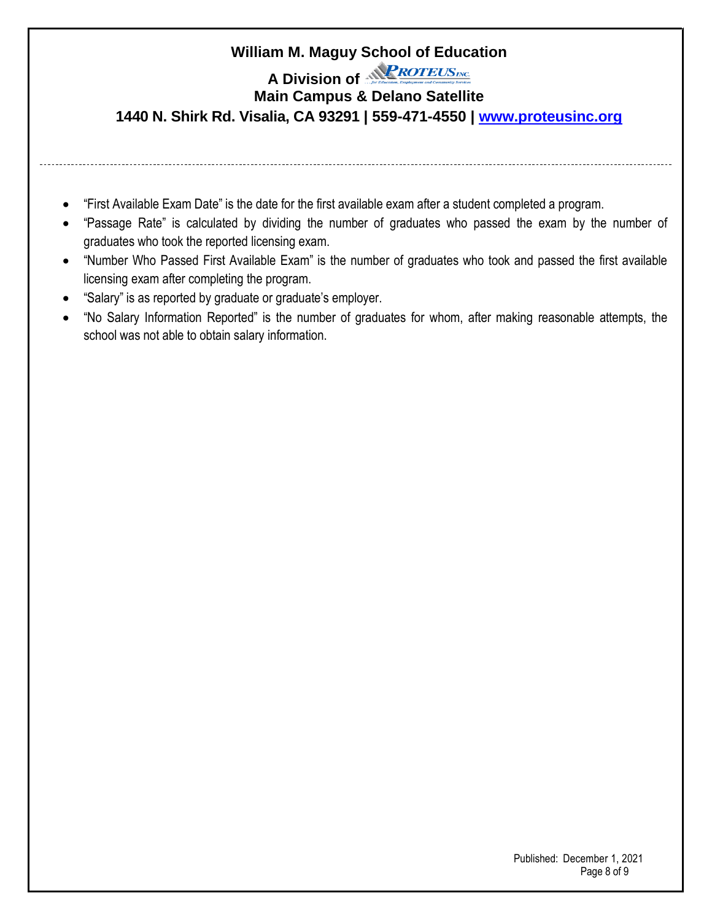- "First Available Exam Date" is the date for the first available exam after a student completed a program.
- "Passage Rate" is calculated by dividing the number of graduates who passed the exam by the number of graduates who took the reported licensing exam.
- "Number Who Passed First Available Exam" is the number of graduates who took and passed the first available licensing exam after completing the program.
- "Salary" is as reported by graduate or graduate's employer.
- "No Salary Information Reported" is the number of graduates for whom, after making reasonable attempts, the school was not able to obtain salary information.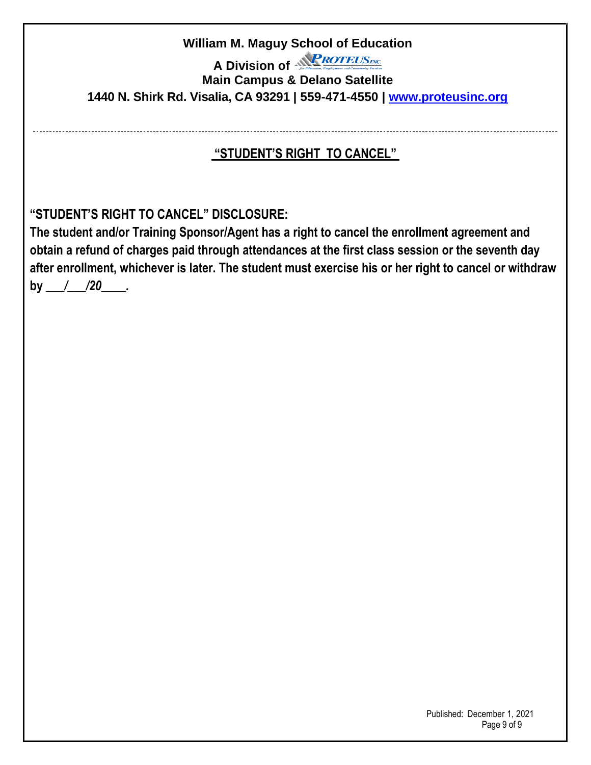**William M. Maguy School of Education**

**A Division of PROTEUS INC.**

**Main Campus & Delano Satellite**

**1440 N. Shirk Rd. Visalia, CA 93291 | 559-471-4550 | [www.proteusinc.org](http://www.proteusinc.org)**

---

## "STUDENT'S RIGHT TO CANCEL"

**"STUDENT'S RIGHT TO CANCEL" DISCLOSURE:**

**The student and/or Training Sponsor/Agent has a right to cancel the enrollment agreement and obtain a refund of charges paid through attendances at the first class session or the seventh day after enrollment, whichever is later. The student must exercise his or her right to cancel or withdraw by \_\_\_/\_\_\_/20\_\_\_\_.**

Published: December 1, 2021